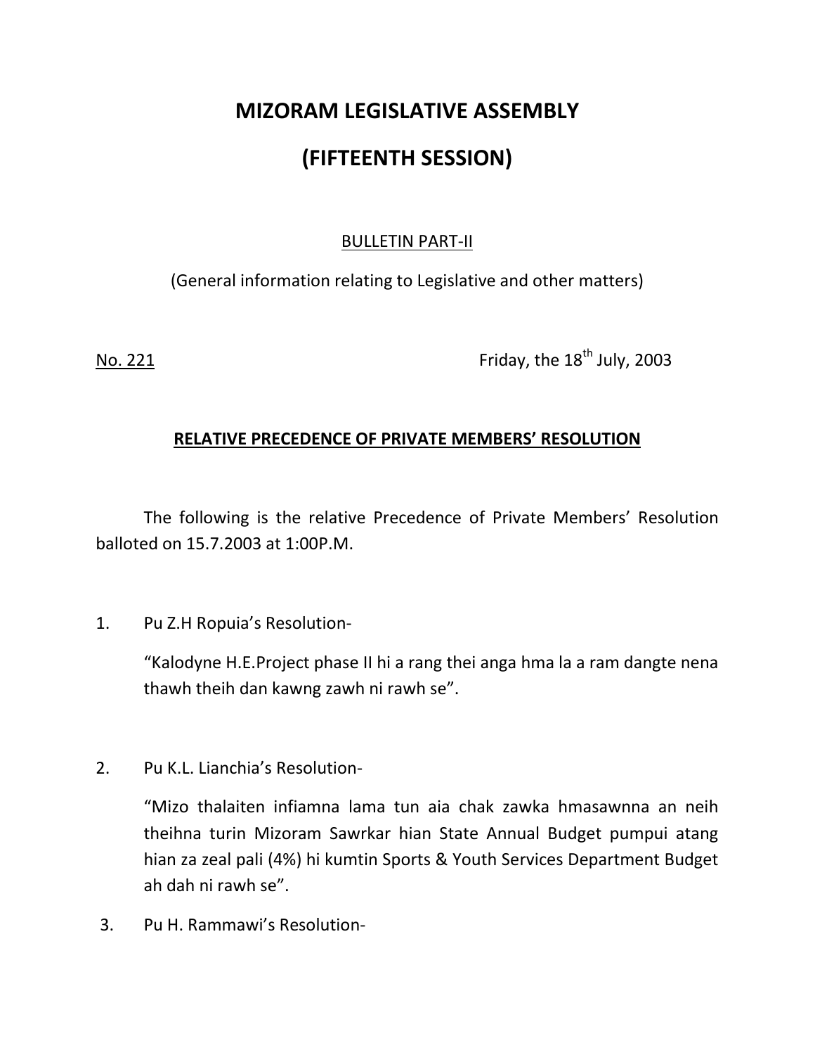# MIZORAM LEGISLATIVE ASSEMBLY

# (FIFTEENTH SESSION)

BULLETIN PART-II

(General information relating to Legislative and other matters)

No. 221 Friday, the 18th July, 2003

## RELATIVE PRECEDENCE OF PRIVATE MEMBERS' RESOLUTION

The following is the relative Precedence of Private Members' Resolution balloted on 15.7.2003 at 1:00P.M.

1. Pu Z.H Ropuia's Resolution-

   "Kalodyne H.E.Project phase II hi a rang thei anga hma la a ram dangte nena thawh theih dan kawng zawh ni rawh se".

2. Pu K.L. Lianchia's Resolution-

   "Mizo thalaiten infiamna lama tun aia chak zawka hmasawnna an neih theihna turin Mizoram Sawrkar hian State Annual Budget pumpui atang hian za zeal pali (4%) hi kumtin Sports & Youth Services Department Budget ah dah ni rawh se".

3. Pu H. Rammawi's Resolution-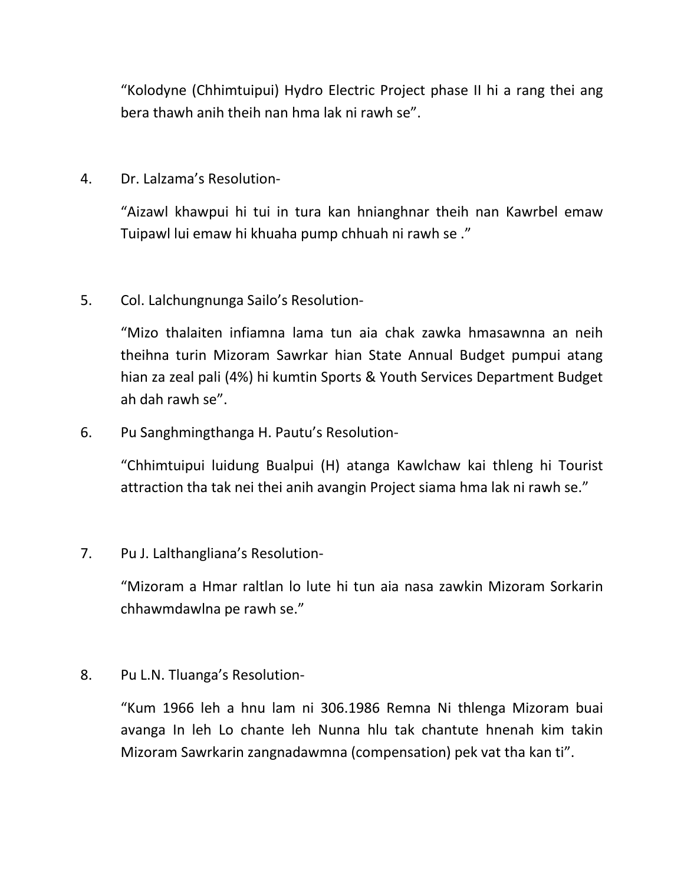"Kolodyne (Chhimtuipui) Hydro Electric Project phase II hi a rang thei ang bera thawh anih theih nan hma lak ni rawh se".

4. Dr. Lalzama's Resolution-

   "Aizawl khawpui hi tui in tura kan hnianghnar theih nan Kawrbel emaw Tuipawl lui emaw hi khuaha pump chhuah ni rawh se ."

5. Col. Lalchungnunga Sailo's Resolution-

   "Mizo thalaiten infiamna lama tun aia chak zawka hmasawnna an neih theihna turin Mizoram Sawrkar hian State Annual Budget pumpui atang hian za zeal pali (4%) hi kumtin Sports & Youth Services Department Budget ah dah rawh se".

6. Pu Sanghmingthanga H. Pautu's Resolution-

   "Chhimtuipui luidung Bualpui (H) atanga Kawlchaw kai thleng hi Tourist attraction tha tak nei thei anih avangin Project siama hma lak ni rawh se."

7. Pu J. Lalthangliana's Resolution-

   "Mizoram a Hmar raltlan lo lute hi tun aia nasa zawkin Mizoram Sorkarin chhawmdawlna pe rawh se."

8. Pu L.N. Tluanga's Resolution-

   "Kum 1966 leh a hnu lam ni 306.1986 Remna Ni thlenga Mizoram buai avanga In leh Lo chante leh Nunna hlu tak chantute hnenah kim takin Mizoram Sawrkarin zangnadawmna (compensation) pek vat tha kan ti".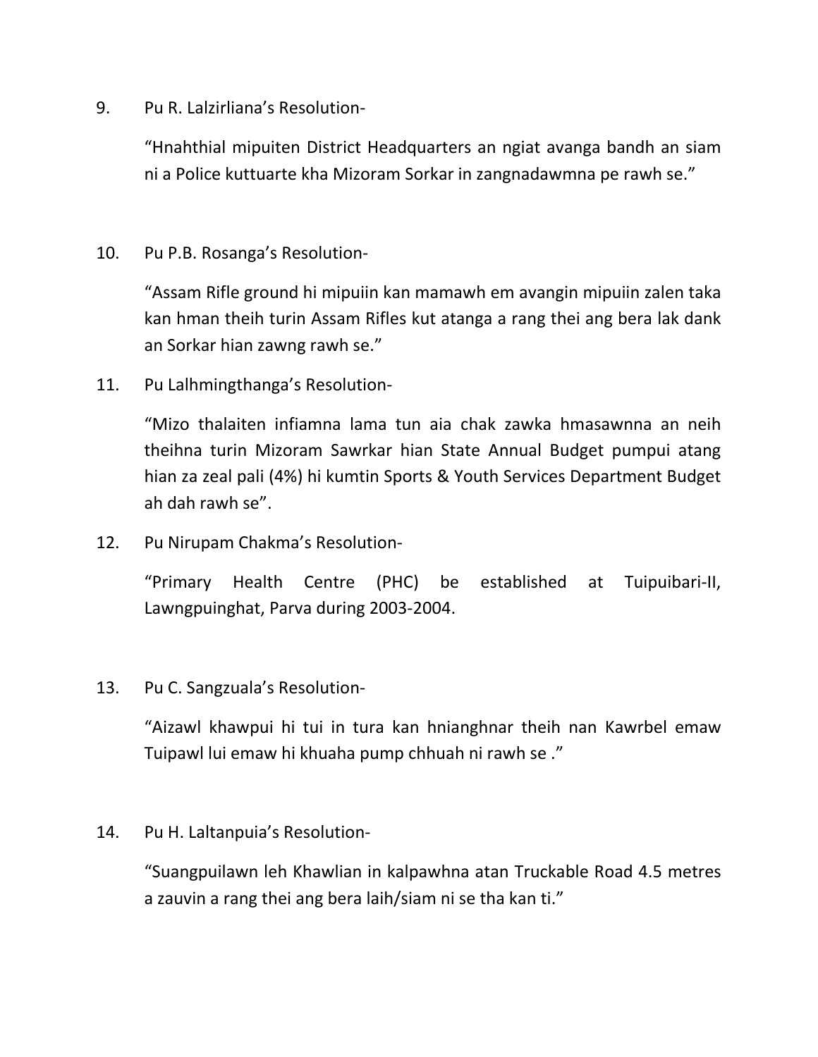9. Pu R. Lalzirliana's Resolution-

   "Hnahthial mipuiten District Headquarters an ngiat avanga bandh an siam ni a Police kuttuarte kha Mizoram Sorkar in zangnadawmna pe rawh se."

10. Pu P.B. Rosanga's Resolution-

    "Assam Rifle ground hi mipuiin kan mamawh em avangin mipuiin zalen taka kan hman theih turin Assam Rifles kut atanga a rang thei ang bera lak dank an Sorkar hian zawng rawh se."

11. Pu Lalhmingthanga's Resolution-

    "Mizo thalaiten infiamna lama tun aia chak zawka hmasawnna an neih theihna turin Mizoram Sawrkar hian State Annual Budget pumpui atang hian za zeal pali (4%) hi kumtin Sports & Youth Services Department Budget ah dah rawh se".

12. Pu Nirupam Chakma's Resolution-

    "Primary Health Centre (PHC) be established at Tuipuibari-II, Lawngpuinghat, Parva during 2003-2004.

13. Pu C. Sangzuala's Resolution-

    "Aizawl khawpui hi tui in tura kan hnianghnar theih nan Kawrbel emaw Tuipawl lui emaw hi khuaha pump chhuah ni rawh se ."

14. Pu H. Laltanpuia's Resolution-

    "Suangpuilawn leh Khawlian in kalpawhna atan Truckable Road 4.5 metres a zauvin a rang thei ang bera laih/siam ni se tha kan ti."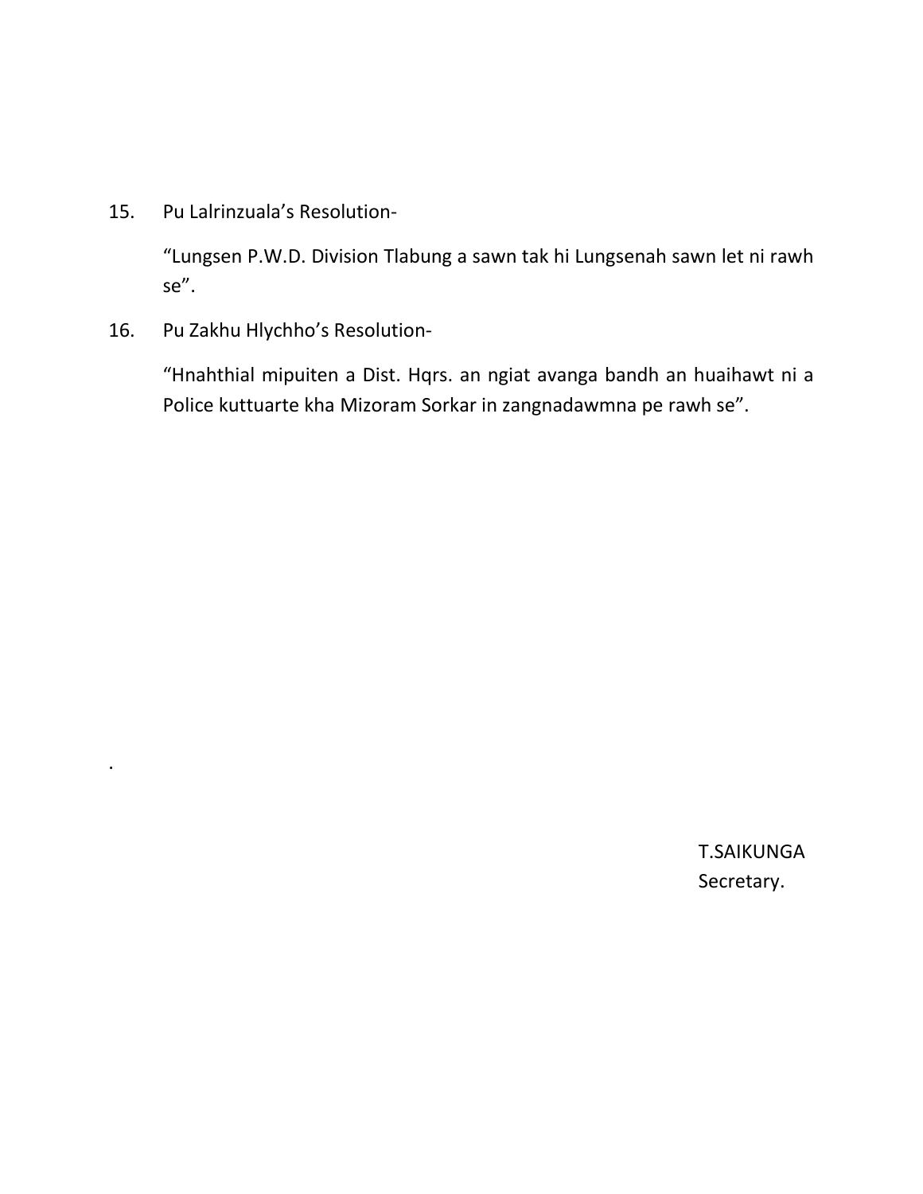15. Pu Lalrinzuala's Resolution-

    "Lungsen P.W.D. Division Tlabung a sawn tak hi Lungsenah sawn let ni rawh se".

16. Pu Zakhu Hlychho's Resolution-

    "Hnahthial mipuiten a Dist. Hqrs. an ngiat avanga bandh an huaihawt ni a Police kuttuarte kha Mizoram Sorkar in zangnadawmna pe rawh se".

.

T.SAIKUNGA
Secretary.